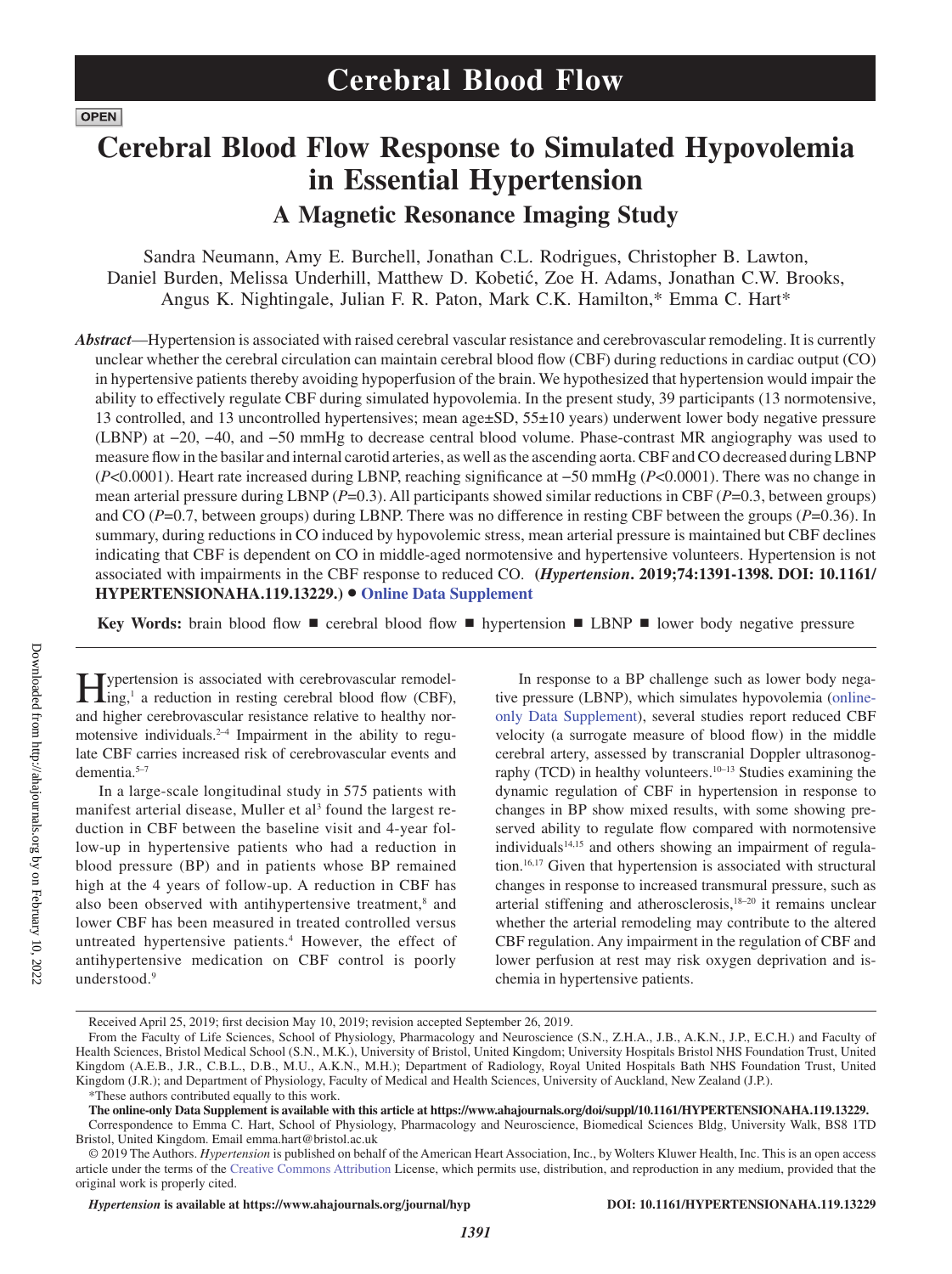Cerebral Blood Flow

OPEN

# Cerebral Blood Flow Response to Simulated Hypovolemia in Essential Hypertension

## A Magnetic Resonance Imaging Study

Sandra Neumann, Amy E. Burchell, Jonathan C.L. Rodrigues, Christopher B. Lawton, Daniel Burden, Melissa Underhill, Matthew D. Kobetić, Zoe H. Adams, Jonathan C.W. Brooks, Angus K. Nightingale, Julian F. R. Paton, Mark C.K. Hamilton,* Emma C. Hart*

***Abstract***—Hypertension is associated with raised cerebral vascular resistance and cerebrovascular remodeling. It is currently unclear whether the cerebral circulation can maintain cerebral blood flow (CBF) during reductions in cardiac output (CO) in hypertensive patients thereby avoiding hypoperfusion of the brain. We hypothesized that hypertension would impair the ability to effectively regulate CBF during simulated hypovolemia. In the present study, 39 participants (13 normotensive, 13 controlled, and 13 uncontrolled hypertensives; mean age±SD, 55±10 years) underwent lower body negative pressure (LBNP) at −20, −40, and −50 mmHg to decrease central blood volume. Phase-contrast MR angiography was used to measure flow in the basilar and internal carotid arteries, as well as the ascending aorta. CBF and CO decreased during LBNP (*P*<0.0001). Heart rate increased during LBNP, reaching significance at −50 mmHg (*P*<0.0001). There was no change in mean arterial pressure during LBNP (*P*=0.3). All participants showed similar reductions in CBF (*P*=0.3, between groups) and CO (*P*=0.7, between groups) during LBNP. There was no difference in resting CBF between the groups (*P*=0.36). In summary, during reductions in CO induced by hypovolemic stress, mean arterial pressure is maintained but CBF declines indicating that CBF is dependent on CO in middle-aged normotensive and hypertensive volunteers. Hypertension is not associated with impairments in the CBF response to reduced CO. **(*Hypertension*. 2019;74:1391-1398. DOI: 10.1161/HYPERTENSIONAHA.119.13229.)** • **Online Data Supplement**

**Key Words:** brain blood flow ■ cerebral blood flow ■ hypertension ■ LBNP ■ lower body negative pressure

Hypertension is associated with cerebrovascular remodeling,[1] a reduction in resting cerebral blood flow (CBF), and higher cerebrovascular resistance relative to healthy normotensive individuals.[2–4] Impairment in the ability to regulate CBF carries increased risk of cerebrovascular events and dementia.[5–7]

In a large-scale longitudinal study in 575 patients with manifest arterial disease, Muller et al[3] found the largest reduction in CBF between the baseline visit and 4-year follow-up in hypertensive patients who had a reduction in blood pressure (BP) and in patients whose BP remained high at the 4 years of follow-up. A reduction in CBF has also been observed with antihypertensive treatment,[8] and lower CBF has been measured in treated controlled versus untreated hypertensive patients.[4] However, the effect of antihypertensive medication on CBF control is poorly understood.[9]

In response to a BP challenge such as lower body negative pressure (LBNP), which simulates hypovolemia (online-only Data Supplement), several studies report reduced CBF velocity (a surrogate measure of blood flow) in the middle cerebral artery, assessed by transcranial Doppler ultrasonography (TCD) in healthy volunteers.[10–13] Studies examining the dynamic regulation of CBF in response to changes in BP show mixed results, with some showing preserved ability to regulate flow compared with normotensive individuals[14,15] and others showing an impairment of regulation.[16,17] Given that hypertension is associated with structural changes in response to increased transmural pressure, such as arterial stiffening and atherosclerosis,[18–20] it remains unclear whether the arterial remodeling may contribute to the altered CBF regulation. Any impairment in the regulation of CBF and lower perfusion at rest may risk oxygen deprivation and ischemia in hypertensive patients.

Received April 25, 2019; first decision May 10, 2019; revision accepted September 26, 2019.

From the Faculty of Life Sciences, School of Physiology, Pharmacology and Neuroscience (S.N., Z.H.A., J.B., A.K.N., J.P., E.C.H.) and Faculty of Health Sciences, Bristol Medical School (S.N., M.K.), University of Bristol, United Kingdom; University Hospitals Bristol NHS Foundation Trust, United Kingdom (A.E.B., J.R., C.B.L., D.B., M.U., A.K.N., M.H.); Department of Radiology, Royal United Hospitals Bath NHS Foundation Trust, United Kingdom (J.R.); and Department of Physiology, Faculty of Medical and Health Sciences, University of Auckland, New Zealand (J.P.).

*These authors contributed equally to this work.

**The online-only Data Supplement is available with this article at https://www.ahajournals.org/doi/suppl/10.1161/HYPERTENSIONAHA.119.13229.**

Correspondence to Emma C. Hart, School of Physiology, Pharmacology and Neuroscience, Biomedical Sciences Bldg, University Walk, BS8 1TD Bristol, United Kingdom. Email emma.hart@bristol.ac.uk

© 2019 The Authors. *Hypertension* is published on behalf of the American Heart Association, Inc., by Wolters Kluwer Health, Inc. This is an open access article under the terms of the Creative Commons Attribution License, which permits use, distribution, and reproduction in any medium, provided that the original work is properly cited.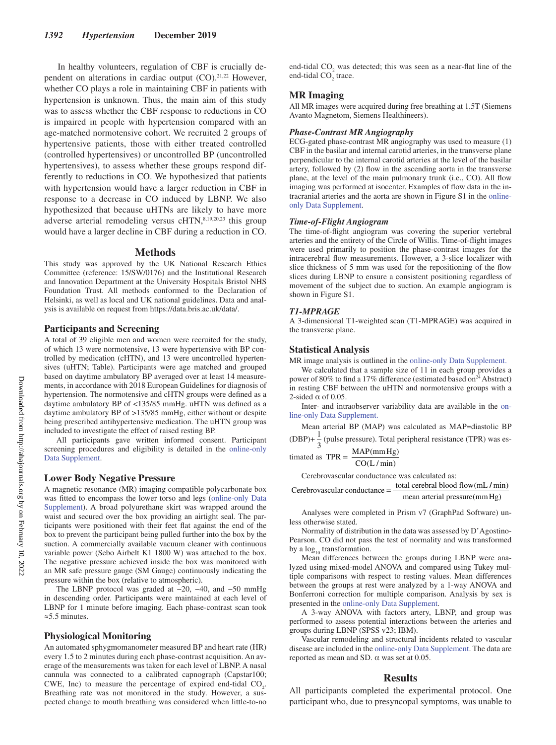In healthy volunteers, regulation of CBF is crucially dependent on alterations in cardiac output (CO).[21,22] However, whether CO plays a role in maintaining CBF in patients with hypertension is unknown. Thus, the main aim of this study was to assess whether the CBF response to reductions in CO is impaired in people with hypertension compared with an age-matched normotensive cohort. We recruited 2 groups of hypertensive patients, those with either treated controlled (controlled hypertensives) or uncontrolled BP (uncontrolled hypertensives), to assess whether these groups respond differently to reductions in CO. We hypothesized that patients with hypertension would have a larger reduction in CBF in response to a decrease in CO induced by LBNP. We also hypothesized that because uHTNs are likely to have more adverse arterial remodeling versus cHTN,[8,19,20,23] this group would have a larger decline in CBF during a reduction in CO.

## Methods

This study was approved by the UK National Research Ethics Committee (reference: 15/SW/0176) and the Institutional Research and Innovation Department at the University Hospitals Bristol NHS Foundation Trust. All methods conformed to the Declaration of Helsinki, as well as local and UK national guidelines. Data and analysis is available on request from https://data.bris.ac.uk/data/.

### Participants and Screening

A total of 39 eligible men and women were recruited for the study, of which 13 were normotensive, 13 were hypertensive with BP controlled by medication (cHTN), and 13 were uncontrolled hypertensives (uHTN; Table). Participants were age matched and grouped based on daytime ambulatory BP averaged over at least 14 measurements, in accordance with 2018 European Guidelines for diagnosis of hypertension. The normotensive and cHTN groups were defined as a daytime ambulatory BP of <135/85 mmHg. uHTN was defined as a daytime ambulatory BP of >135/85 mmHg, either without or despite being prescribed antihypertensive medication. The uHTN group was included to investigate the effect of raised resting BP.

All participants gave written informed consent. Participant screening procedures and eligibility is detailed in the online-only Data Supplement.

### Lower Body Negative Pressure

A magnetic resonance (MR) imaging compatible polycarbonate box was fitted to encompass the lower torso and legs (online-only Data Supplement). A broad polyurethane skirt was wrapped around the waist and secured over the box providing an airtight seal. The participants were positioned with their feet flat against the end of the box to prevent the participant being pulled further into the box by the suction. A commercially available vacuum cleaner with continuous variable power (Sebo Airbelt K1 1800 W) was attached to the box. The negative pressure achieved inside the box was monitored with an MR safe pressure gauge (SM Gauge) continuously indicating the pressure within the box (relative to atmospheric).

The LBNP protocol was graded at −20, −40, and −50 mmHg in descending order. Participants were maintained at each level of LBNP for 1 minute before imaging. Each phase-contrast scan took ≈5.5 minutes.

### Physiological Monitoring

An automated sphygmomanometer measured BP and heart rate (HR) every 1.5 to 2 minutes during each phase-contrast acquisition. An average of the measurements was taken for each level of LBNP. A nasal cannula was connected to a calibrated capnograph (Capstar100; CWE, Inc) to measure the percentage of expired end-tidal $CO_2$. Breathing rate was not monitored in the study. However, a suspected change to mouth breathing was considered when little-to-no end-tidal $CO_2$ was detected; this was seen as a near-flat line of the end-tidal $CO_2$ trace.

### MR Imaging

All MR images were acquired during free breathing at 1.5T (Siemens Avanto Magnetom, Siemens Healthineers).

#### *Phase-Contrast MR Angiography*

ECG-gated phase-contrast MR angiography was used to measure (1) CBF in the basilar and internal carotid arteries, in the transverse plane perpendicular to the internal carotid arteries at the level of the basilar artery, followed by (2) flow in the ascending aorta in the transverse plane, at the level of the main pulmonary trunk (i.e., CO). All flow imaging was performed at isocenter. Examples of flow data in the intracranial arteries and the aorta are shown in Figure S1 in the online-only Data Supplement.

#### *Time-of-Flight Angiogram*

The time-of-flight angiogram was covering the superior vertebral arteries and the entirety of the Circle of Willis. Time-of-flight images were used primarily to position the phase-contrast images for the intracerebral flow measurements. However, a 3-slice localizer with slice thickness of 5 mm was used for the repositioning of the flow slices during LBNP to ensure a consistent positioning regardless of movement of the subject due to suction. An example angiogram is shown in Figure S1.

#### *T1-MPRAGE*

A 3-dimensional T1-weighted scan (T1-MPRAGE) was acquired in the transverse plane.

### Statistical Analysis

MR image analysis is outlined in the online-only Data Supplement.

We calculated that a sample size of 11 in each group provides a power of 80% to find a 17% difference (estimated based on[24] Abstract) in resting CBF between the uHTN and normotensive groups with a 2-sided $\alpha$ of 0.05.

Inter- and intraobserver variability data are available in the online-only Data Supplement.

Mean arterial BP (MAP) was calculated as MAP=diastolic BP (DBP)+$\frac{1}{3}$ (pulse pressure). Total peripheral resistance (TPR) was estimated as $\text{TPR} = \frac{\text{MAP(mm Hg)}}{\text{CO(L/min)}}$

Cerebrovascular conductance was calculated as:

$$\text{Cerebrovascular conductance} = \frac{\text{total cerebral blood flow(mL/min)}}{\text{mean arterial pressure(mm Hg)}}$$

Analyses were completed in Prism v7 (GraphPad Software) unless otherwise stated.

Normality of distribution in the data was assessed by D'Agostino-Pearson. CO did not pass the test of normality and was transformed by a $\log_{10}$ transformation.

Mean differences between the groups during LBNP were analyzed using mixed-model ANOVA and compared using Tukey multiple comparisons with respect to resting values. Mean differences between the groups at rest were analyzed by a 1-way ANOVA and Bonferroni correction for multiple comparison. Analysis by sex is presented in the online-only Data Supplement.

A 3-way ANOVA with factors artery, LBNP, and group was performed to assess potential interactions between the arteries and groups during LBNP (SPSS v23; IBM).

Vascular remodeling and structural incidents related to vascular disease are included in the online-only Data Supplement. The data are reported as mean and SD. $\alpha$ was set at 0.05.

## Results

All participants completed the experimental protocol. One participant who, due to presyncopal symptoms, was unable to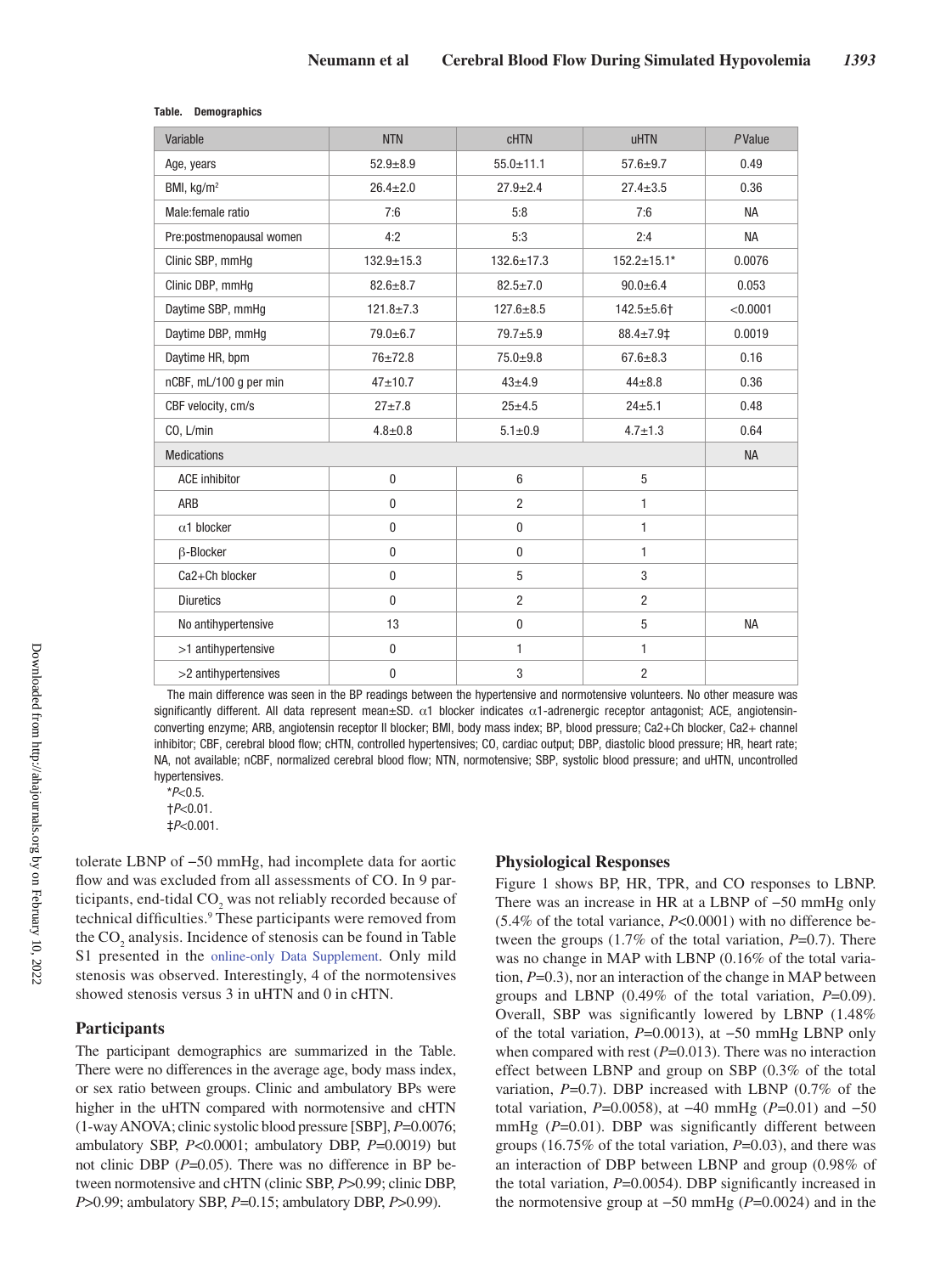**Table. Demographics**

| Variable | NTN | cHTN | uHTN | *P* Value |
|---|---|---|---|---|
| Age, years | 52.9±8.9 | 55.0±11.1 | 57.6±9.7 | 0.49 |
| BMI, kg/m² | 26.4±2.0 | 27.9±2.4 | 27.4±3.5 | 0.36 |
| Male:female ratio | 7:6 | 5:8 | 7:6 | NA |
| Pre:postmenopausal women | 4:2 | 5:3 | 2:4 | NA |
| Clinic SBP, mmHg | 132.9±15.3 | 132.6±17.3 | 152.2±15.1* | 0.0076 |
| Clinic DBP, mmHg | 82.6±8.7 | 82.5±7.0 | 90.0±6.4 | 0.053 |
| Daytime SBP, mmHg | 121.8±7.3 | 127.6±8.5 | 142.5±5.6† | <0.0001 |
| Daytime DBP, mmHg | 79.0±6.7 | 79.7±5.9 | 88.4±7.9‡ | 0.0019 |
| Daytime HR, bpm | 76±72.8 | 75.0±9.8 | 67.6±8.3 | 0.16 |
| nCBF, mL/100 g per min | 47±10.7 | 43±4.9 | 44±8.8 | 0.36 |
| CBF velocity, cm/s | 27±7.8 | 25±4.5 | 24±5.1 | 0.48 |
| CO, L/min | 4.8±0.8 | 5.1±0.9 | 4.7±1.3 | 0.64 |
| Medications | | | | NA |
| ACE inhibitor | 0 | 6 | 5 | |
| ARB | 0 | 2 | 1 | |
| α1 blocker | 0 | 0 | 1 | |
| β-Blocker | 0 | 0 | 1 | |
| Ca2+Ch blocker | 0 | 5 | 3 | |
| Diuretics | 0 | 2 | 2 | |
| No antihypertensive | 13 | 0 | 5 | NA |
| >1 antihypertensive | 0 | 1 | 1 | |
| >2 antihypertensives | 0 | 3 | 2 | |

The main difference was seen in the BP readings between the hypertensive and normotensive volunteers. No other measure was significantly different. All data represent mean±SD. α1 blocker indicates α1-adrenergic receptor antagonist; ACE, angiotensin-converting enzyme; ARB, angiotensin receptor II blocker; BMI, body mass index; BP, blood pressure; Ca2+Ch blocker, Ca2+ channel inhibitor; CBF, cerebral blood flow; cHTN, controlled hypertensives; CO, cardiac output; DBP, diastolic blood pressure; HR, heart rate; NA, not available; nCBF, normalized cerebral blood flow; NTN, normotensive; SBP, systolic blood pressure; and uHTN, uncontrolled hypertensives.

\**P*<0.5.

†*P*<0.01.

‡*P*<0.001.

tolerate LBNP of −50 mmHg, had incomplete data for aortic flow and was excluded from all assessments of CO. In 9 participants, end-tidal $CO_2$ was not reliably recorded because of technical difficulties.[9] These participants were removed from the $CO_2$ analysis. Incidence of stenosis can be found in Table S1 presented in the online-only Data Supplement. Only mild stenosis was observed. Interestingly, 4 of the normotensives showed stenosis versus 3 in uHTN and 0 in cHTN.

## Participants

The participant demographics are summarized in the Table. There were no differences in the average age, body mass index, or sex ratio between groups. Clinic and ambulatory BPs were higher in the uHTN compared with normotensive and cHTN (1-way ANOVA; clinic systolic blood pressure [SBP], $P$=0.0076; ambulatory SBP, $P$<0.0001; ambulatory DBP, $P$=0.0019) but not clinic DBP ($P$=0.05). There was no difference in BP between normotensive and cHTN (clinic SBP, $P$>0.99; clinic DBP, $P$>0.99; ambulatory SBP, $P$=0.15; ambulatory DBP, $P$>0.99).

## Physiological Responses

Figure 1 shows BP, HR, TPR, and CO responses to LBNP. There was an increase in HR at a LBNP of −50 mmHg only (5.4% of the total variance, $P$<0.0001) with no difference between the groups (1.7% of the total variation, $P$=0.7). There was no change in MAP with LBNP (0.16% of the total variation, $P$=0.3), nor an interaction of the change in MAP between groups and LBNP (0.49% of the total variation, $P$=0.09). Overall, SBP was significantly lowered by LBNP (1.48% of the total variation, $P$=0.0013), at −50 mmHg LBNP only when compared with rest ($P$=0.013). There was no interaction effect between LBNP and group on SBP (0.3% of the total variation, $P$=0.7). DBP increased with LBNP (0.7% of the total variation, $P$=0.0058), at −40 mmHg ($P$=0.01) and −50 mmHg ($P$=0.01). DBP was significantly different between groups (16.75% of the total variation, $P$=0.03), and there was an interaction of DBP between LBNP and group (0.98% of the total variation, $P$=0.0054). DBP significantly increased in the normotensive group at −50 mmHg ($P$=0.0024) and in the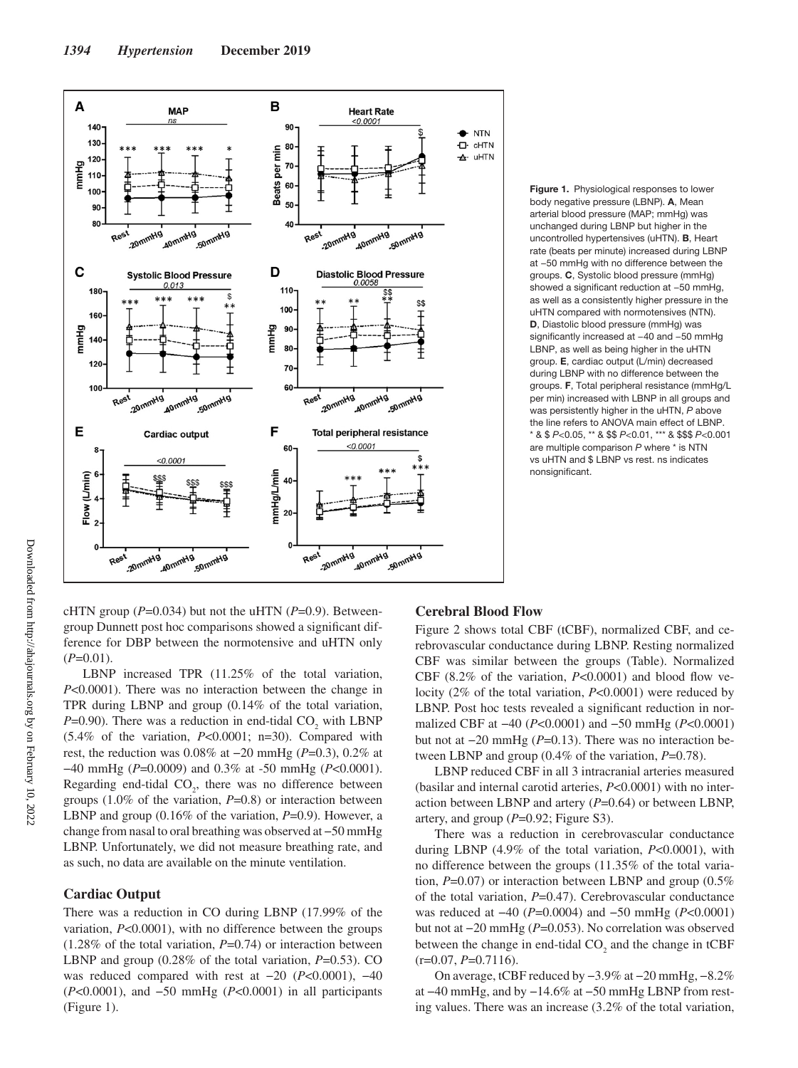**Figure 1.** Physiological responses to lower body negative pressure (LBNP). **A**, Mean arterial blood pressure (MAP; mmHg) was unchanged during LBNP but higher in the uncontrolled hypertensives (uHTN). **B**, Heart rate (beats per minute) increased during LBNP at −50 mmHg with no difference between the groups. **C**, Systolic blood pressure (mmHg) showed a significant reduction at −50 mmHg, as well as a consistently higher pressure in the uHTN compared with normotensives (NTN). **D**, Diastolic blood pressure (mmHg) was significantly increased at −40 and −50 mmHg LBNP, as well as being higher in the uHTN group. **E**, cardiac output (L/min) decreased during LBNP with no difference between the groups. **F**, Total peripheral resistance (mmHg/L per min) increased with LBNP in all groups and was persistently higher in the uHTN, *P* above the line refers to ANOVA main effect of LBNP. * & $ *P*<0.05, ** & $$ *P*<0.01, *** & $$$ *P*<0.001 are multiple comparison *P* where * is NTN vs uHTN and $ LBNP vs rest. ns indicates nonsignificant.

cHTN group (*P*=0.034) but not the uHTN (*P*=0.9). Between-group Dunnett post hoc comparisons showed a significant difference for DBP between the normotensive and uHTN only (*P*=0.01).

LBNP increased TPR (11.25% of the total variation, *P*<0.0001). There was no interaction between the change in TPR during LBNP and group (0.14% of the total variation, *P*=0.90). There was a reduction in end-tidal $CO_2$ with LBNP (5.4% of the variation, *P*<0.0001; n=30). Compared with rest, the reduction was 0.08% at −20 mmHg (*P*=0.3), 0.2% at −40 mmHg (*P*=0.0009) and 0.3% at -50 mmHg (*P*<0.0001). Regarding end-tidal $CO_2$, there was no difference between groups (1.0% of the variation, *P*=0.8) or interaction between LBNP and group (0.16% of the variation, *P*=0.9). However, a change from nasal to oral breathing was observed at −50 mmHg LBNP. Unfortunately, we did not measure breathing rate, and as such, no data are available on the minute ventilation.

## Cardiac Output

There was a reduction in CO during LBNP (17.99% of the variation, *P*<0.0001), with no difference between the groups (1.28% of the total variation, *P*=0.74) or interaction between LBNP and group (0.28% of the total variation, *P*=0.53). CO was reduced compared with rest at −20 (*P*<0.0001), −40 (*P*<0.0001), and −50 mmHg (*P*<0.0001) in all participants (Figure 1).

## Cerebral Blood Flow

Figure 2 shows total CBF (tCBF), normalized CBF, and cerebrovascular conductance during LBNP. Resting normalized CBF was similar between the groups (Table). Normalized CBF (8.2% of the variation, *P*<0.0001) and blood flow velocity (2% of the total variation, *P*<0.0001) were reduced by LBNP. Post hoc tests revealed a significant reduction in normalized CBF at −40 (*P*<0.0001) and −50 mmHg (*P*<0.0001) but not at −20 mmHg (*P*=0.13). There was no interaction between LBNP and group (0.4% of the variation, *P*=0.78).

LBNP reduced CBF in all 3 intracranial arteries measured (basilar and internal carotid arteries, *P*<0.0001) with no interaction between LBNP and artery (*P*=0.64) or between LBNP, artery, and group (*P*=0.92; Figure S3).

There was a reduction in cerebrovascular conductance during LBNP (4.9% of the total variation, *P*<0.0001), with no difference between the groups (11.35% of the total variation, *P*=0.07) or interaction between LBNP and group (0.5% of the total variation, *P*=0.47). Cerebrovascular conductance was reduced at −40 (*P*=0.0004) and −50 mmHg (*P*<0.0001) but not at −20 mmHg (*P*=0.053). No correlation was observed between the change in end-tidal $CO_2$ and the change in tCBF (r=0.07, *P*=0.7116).

On average, tCBF reduced by −3.9% at −20 mmHg, −8.2% at −40 mmHg, and by −14.6% at −50 mmHg LBNP from resting values. There was an increase (3.2% of the total variation,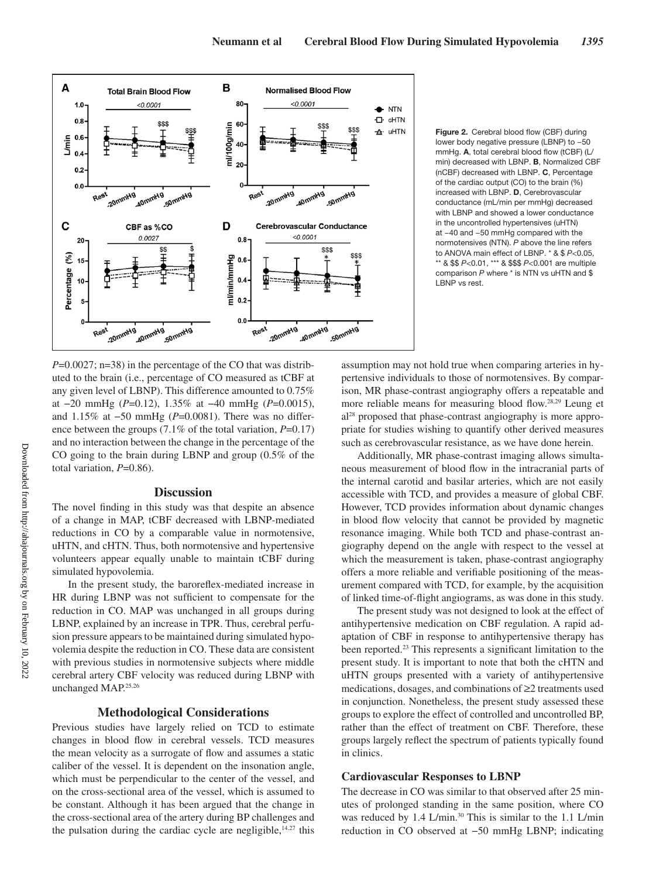Figure 2. Cerebral blood flow (CBF) during lower body negative pressure (LBNP) to −50 mmHg. **A**, total cerebral blood flow (tCBF) (L/min) decreased with LBNP. **B**, Normalized CBF (nCBF) decreased with LBNP. **C**, Percentage of the cardiac output (CO) to the brain (%) increased with LBNP. **D**, Cerebrovascular conductance (mL/min per mmHg) decreased with LBNP and showed a lower conductance in the uncontrolled hypertensives (uHTN) at −40 and −50 mmHg compared with the normotensives (NTN). *P* above the line refers to ANOVA main effect of LBNP. * & $ *P*<0.05, ** & $$ *P*<0.01, *** & $$$ *P*<0.001 are multiple comparison *P* where * is NTN vs uHTN and $ LBNP vs rest.

*P*=0.0027; n=38) in the percentage of the CO that was distributed to the brain (i.e., percentage of CO measured as tCBF at any given level of LBNP). This difference amounted to 0.75% at −20 mmHg (*P*=0.12), 1.35% at −40 mmHg (*P*=0.0015), and 1.15% at −50 mmHg (*P*=0.0081). There was no difference between the groups (7.1% of the total variation, *P*=0.17) and no interaction between the change in the percentage of the CO going to the brain during LBNP and group (0.5% of the total variation, *P*=0.86).

## Discussion

The novel finding in this study was that despite an absence of a change in MAP, tCBF decreased with LBNP-mediated reductions in CO by a comparable value in normotensive, uHTN, and cHTN. Thus, both normotensive and hypertensive volunteers appear equally unable to maintain tCBF during simulated hypovolemia.

In the present study, the baroreflex-mediated increase in HR during LBNP was not sufficient to compensate for the reduction in CO. MAP was unchanged in all groups during LBNP, explained by an increase in TPR. Thus, cerebral perfusion pressure appears to be maintained during simulated hypovolemia despite the reduction in CO. These data are consistent with previous studies in normotensive subjects where middle cerebral artery CBF velocity was reduced during LBNP with unchanged MAP.[25,26]

### Methodological Considerations

Previous studies have largely relied on TCD to estimate changes in blood flow in cerebral vessels. TCD measures the mean velocity as a surrogate of flow and assumes a static caliber of the vessel. It is dependent on the insonation angle, which must be perpendicular to the center of the vessel, and on the cross-sectional area of the vessel, which is assumed to be constant. Although it has been argued that the change in the cross-sectional area of the artery during BP challenges and the pulsation during the cardiac cycle are negligible,[14,27] this assumption may not hold true when comparing arteries in hypertensive individuals to those of normotensives. By comparison, MR phase-contrast angiography offers a repeatable and more reliable means for measuring blood flow.[28,29] Leung et al[28] proposed that phase-contrast angiography is more appropriate for studies wishing to quantify other derived measures such as cerebrovascular resistance, as we have done herein.

Additionally, MR phase-contrast imaging allows simultaneous measurement of blood flow in the intracranial parts of the internal carotid and basilar arteries, which are not easily accessible with TCD, and provides a measure of global CBF. However, TCD provides information about dynamic changes in blood flow velocity that cannot be provided by magnetic resonance imaging. While both TCD and phase-contrast angiography depend on the angle with respect to the vessel at which the measurement is taken, phase-contrast angiography offers a more reliable and verifiable positioning of the measurement compared with TCD, for example, by the acquisition of linked time-of-flight angiograms, as was done in this study.

The present study was not designed to look at the effect of antihypertensive medication on CBF regulation. A rapid adaptation of CBF in response to antihypertensive therapy has been reported.[23] This represents a significant limitation to the present study. It is important to note that both the cHTN and uHTN groups presented with a variety of antihypertensive medications, dosages, and combinations of ≥2 treatments used in conjunction. Nonetheless, the present study assessed these groups to explore the effect of controlled and uncontrolled BP, rather than the effect of treatment on CBF. Therefore, these groups largely reflect the spectrum of patients typically found in clinics.

### Cardiovascular Responses to LBNP

The decrease in CO was similar to that observed after 25 minutes of prolonged standing in the same position, where CO was reduced by 1.4 L/min.[30] This is similar to the 1.1 L/min reduction in CO observed at −50 mmHg LBNP; indicating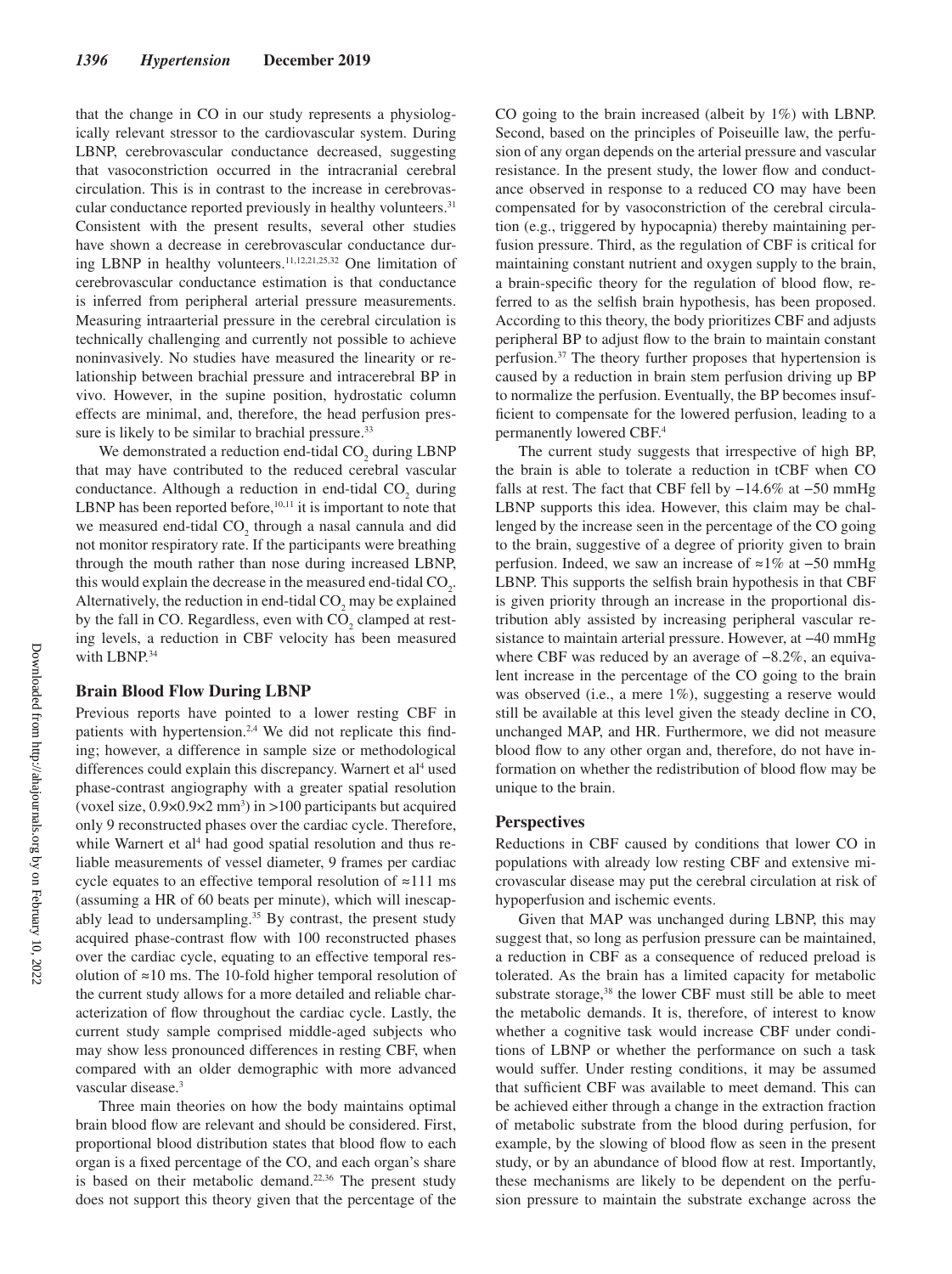that the change in CO in our study represents a physiologically relevant stressor to the cardiovascular system. During LBNP, cerebrovascular conductance decreased, suggesting that vasoconstriction occurred in the intracranial cerebral circulation. This is in contrast to the increase in cerebrovascular conductance reported previously in healthy volunteers.[31] Consistent with the present results, several other studies have shown a decrease in cerebrovascular conductance during LBNP in healthy volunteers.[11,12,21,25,32] One limitation of cerebrovascular conductance estimation is that conductance is inferred from peripheral arterial pressure measurements. Measuring intraarterial pressure in the cerebral circulation is technically challenging and currently not possible to achieve noninvasively. No studies have measured the linearity or relationship between brachial pressure and intracerebral BP in vivo. However, in the supine position, hydrostatic column effects are minimal, and, therefore, the head perfusion pressure is likely to be similar to brachial pressure.[33]

We demonstrated a reduction end-tidal $CO_2$ during LBNP that may have contributed to the reduced cerebral vascular conductance. Although a reduction in end-tidal $CO_2$ during LBNP has been reported before,[10,11] it is important to note that we measured end-tidal $CO_2$ through a nasal cannula and did not monitor respiratory rate. If the participants were breathing through the mouth rather than nose during increased LBNP, this would explain the decrease in the measured end-tidal $CO_2$. Alternatively, the reduction in end-tidal $CO_2$ may be explained by the fall in CO. Regardless, even with $CO_2$ clamped at resting levels, a reduction in CBF velocity has been measured with LBNP.[34]

### Brain Blood Flow During LBNP

Previous reports have pointed to a lower resting CBF in patients with hypertension.[2,4] We did not replicate this finding; however, a difference in sample size or methodological differences could explain this discrepancy. Warnert et al[4] used phase-contrast angiography with a greater spatial resolution (voxel size, $0.9\times0.9\times2$ mm$^3$) in >100 participants but acquired only 9 reconstructed phases over the cardiac cycle. Therefore, while Warnert et al[4] had good spatial resolution and thus reliable measurements of vessel diameter, 9 frames per cardiac cycle equates to an effective temporal resolution of ≈111 ms (assuming a HR of 60 beats per minute), which will inescapably lead to undersampling.[35] By contrast, the present study acquired phase-contrast flow with 100 reconstructed phases over the cardiac cycle, equating to an effective temporal resolution of ≈10 ms. The 10-fold higher temporal resolution of the current study allows for a more detailed and reliable characterization of flow throughout the cardiac cycle. Lastly, the current study sample comprised middle-aged subjects who may show less pronounced differences in resting CBF, when compared with an older demographic with more advanced vascular disease.[3]

Three main theories on how the body maintains optimal brain blood flow are relevant and should be considered. First, proportional blood distribution states that blood flow to each organ is a fixed percentage of the CO, and each organ's share is based on their metabolic demand.[22,36] The present study does not support this theory given that the percentage of the CO going to the brain increased (albeit by 1%) with LBNP. Second, based on the principles of Poiseuille law, the perfusion of any organ depends on the arterial pressure and vascular resistance. In the present study, the lower flow and conductance observed in response to a reduced CO may have been compensated for by vasoconstriction of the cerebral circulation (e.g., triggered by hypocapnia) thereby maintaining perfusion pressure. Third, as the regulation of CBF is critical for maintaining constant nutrient and oxygen supply to the brain, a brain-specific theory for the regulation of blood flow, referred to as the selfish brain hypothesis, has been proposed. According to this theory, the body prioritizes CBF and adjusts peripheral BP to adjust flow to the brain to maintain constant perfusion.[37] The theory further proposes that hypertension is caused by a reduction in brain stem perfusion driving up BP to normalize the perfusion. Eventually, the BP becomes insufficient to compensate for the lowered perfusion, leading to a permanently lowered CBF.[4]

The current study suggests that irrespective of high BP, the brain is able to tolerate a reduction in tCBF when CO falls at rest. The fact that CBF fell by −14.6% at −50 mmHg LBNP supports this idea. However, this claim may be challenged by the increase seen in the percentage of the CO going to the brain, suggestive of a degree of priority given to brain perfusion. Indeed, we saw an increase of ≈1% at −50 mmHg LBNP. This supports the selfish brain hypothesis in that CBF is given priority through an increase in the proportional distribution ably assisted by increasing peripheral vascular resistance to maintain arterial pressure. However, at −40 mmHg where CBF was reduced by an average of −8.2%, an equivalent increase in the percentage of the CO going to the brain was observed (i.e., a mere 1%), suggesting a reserve would still be available at this level given the steady decline in CO, unchanged MAP, and HR. Furthermore, we did not measure blood flow to any other organ and, therefore, do not have information on whether the redistribution of blood flow may be unique to the brain.

### Perspectives

Reductions in CBF caused by conditions that lower CO in populations with already low resting CBF and extensive microvascular disease may put the cerebral circulation at risk of hypoperfusion and ischemic events.

Given that MAP was unchanged during LBNP, this may suggest that, so long as perfusion pressure can be maintained, a reduction in CBF as a consequence of reduced preload is tolerated. As the brain has a limited capacity for metabolic substrate storage,[38] the lower CBF must still be able to meet the metabolic demands. It is, therefore, of interest to know whether a cognitive task would increase CBF under conditions of LBNP or whether the performance on such a task would suffer. Under resting conditions, it may be assumed that sufficient CBF was available to meet demand. This can be achieved either through a change in the extraction fraction of metabolic substrate from the blood during perfusion, for example, by the slowing of blood flow as seen in the present study, or by an abundance of blood flow at rest. Importantly, these mechanisms are likely to be dependent on the perfusion pressure to maintain the substrate exchange across the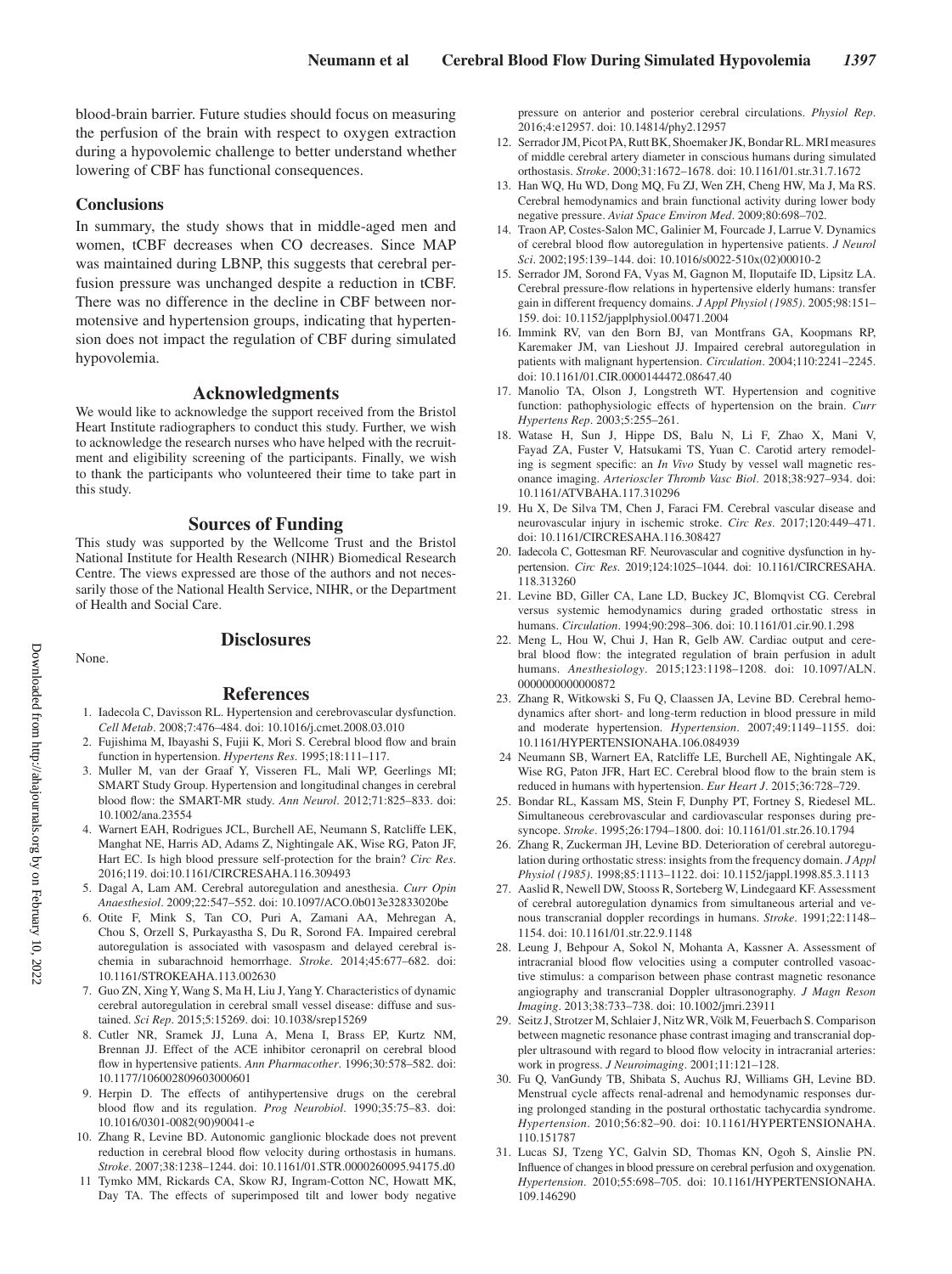blood-brain barrier. Future studies should focus on measuring the perfusion of the brain with respect to oxygen extraction during a hypovolemic challenge to better understand whether lowering of CBF has functional consequences.

## Conclusions

In summary, the study shows that in middle-aged men and women, tCBF decreases when CO decreases. Since MAP was maintained during LBNP, this suggests that cerebral perfusion pressure was unchanged despite a reduction in tCBF. There was no difference in the decline in CBF between normotensive and hypertension groups, indicating that hypertension does not impact the regulation of CBF during simulated hypovolemia.

## Acknowledgments

We would like to acknowledge the support received from the Bristol Heart Institute radiographers to conduct this study. Further, we wish to acknowledge the research nurses who have helped with the recruitment and eligibility screening of the participants. Finally, we wish to thank the participants who volunteered their time to take part in this study.

## Sources of Funding

This study was supported by the Wellcome Trust and the Bristol National Institute for Health Research (NIHR) Biomedical Research Centre. The views expressed are those of the authors and not necessarily those of the National Health Service, NIHR, or the Department of Health and Social Care.

## Disclosures

None.

## References

1. Iadecola C, Davisson RL. Hypertension and cerebrovascular dysfunction. *Cell Metab*. 2008;7:476–484. doi: 10.1016/j.cmet.2008.03.010
2. Fujishima M, Ibayashi S, Fujii K, Mori S. Cerebral blood flow and brain function in hypertension. *Hypertens Res*. 1995;18:111–117.
3. Muller M, van der Graaf Y, Visseren FL, Mali WP, Geerlings MI; SMART Study Group. Hypertension and longitudinal changes in cerebral blood flow: the SMART-MR study. *Ann Neurol*. 2012;71:825–833. doi: 10.1002/ana.23554
4. Warnert EAH, Rodrigues JCL, Burchell AE, Neumann S, Ratcliffe LEK, Manghat NE, Harris AD, Adams Z, Nightingale AK, Wise RG, Paton JF, Hart EC. Is high blood pressure self-protection for the brain? *Circ Res*. 2016;119. doi:10.1161/CIRCRESAHA.116.309493
5. Dagal A, Lam AM. Cerebral autoregulation and anesthesia. *Curr Opin Anaesthesiol*. 2009;22:547–552. doi: 10.1097/ACO.0b013e32833020be
6. Otite F, Mink S, Tan CO, Puri A, Zamani AA, Mehregan A, Chou S, Orzell S, Purkayastha S, Du R, Sorond FA. Impaired cerebral autoregulation is associated with vasospasm and delayed cerebral ischemia in subarachnoid hemorrhage. *Stroke*. 2014;45:677–682. doi: 10.1161/STROKEAHA.113.002630
7. Guo ZN, Xing Y, Wang S, Ma H, Liu J, Yang Y. Characteristics of dynamic cerebral autoregulation in cerebral small vessel disease: diffuse and sustained. *Sci Rep*. 2015;5:15269. doi: 10.1038/srep15269
8. Cutler NR, Sramek JJ, Luna A, Mena I, Brass EP, Kurtz NM, Brennan JJ. Effect of the ACE inhibitor ceronapril on cerebral blood flow in hypertensive patients. *Ann Pharmacother*. 1996;30:578–582. doi: 10.1177/106002809603000601
9. Herpin D. The effects of antihypertensive drugs on the cerebral blood flow and its regulation. *Prog Neurobiol*. 1990;35:75–83. doi: 10.1016/0301-0082(90)90041-e
10. Zhang R, Levine BD. Autonomic ganglionic blockade does not prevent reduction in cerebral blood flow velocity during orthostasis in humans. *Stroke*. 2007;38:1238–1244. doi: 10.1161/01.STR.0000260095.94175.d0
11. Tymko MM, Rickards CA, Skow RJ, Ingram-Cotton NC, Howatt MK, Day TA. The effects of superimposed tilt and lower body negative pressure on anterior and posterior cerebral circulations. *Physiol Rep*. 2016;4:e12957. doi: 10.14814/phy2.12957
12. Serrador JM, Picot PA, Rutt BK, Shoemaker JK, Bondar RL. MRI measures of middle cerebral artery diameter in conscious humans during simulated orthostasis. *Stroke*. 2000;31:1672–1678. doi: 10.1161/01.str.31.7.1672
13. Han WQ, Hu WD, Dong MQ, Fu ZJ, Wen ZH, Cheng HW, Ma J, Ma RS. Cerebral hemodynamics and brain functional activity during lower body negative pressure. *Aviat Space Environ Med*. 2009;80:698–702.
14. Traon AP, Costes-Salon MC, Galinier M, Fourcade J, Larrue V. Dynamics of cerebral blood flow autoregulation in hypertensive patients. *J Neurol Sci*. 2002;195:139–144. doi: 10.1016/s0022-510x(02)00010-2
15. Serrador JM, Sorond FA, Vyas M, Gagnon M, Iloputaife ID, Lipsitz LA. Cerebral pressure-flow relations in hypertensive elderly humans: transfer gain in different frequency domains. *J Appl Physiol (1985)*. 2005;98:151–159. doi: 10.1152/japplphysiol.00471.2004
16. Immink RV, van den Born BJ, van Montfrans GA, Koopmans RP, Karemaker JM, van Lieshout JJ. Impaired cerebral autoregulation in patients with malignant hypertension. *Circulation*. 2004;110:2241–2245. doi: 10.1161/01.CIR.0000144472.08647.40
17. Manolio TA, Olson J, Longstreth WT. Hypertension and cognitive function: pathophysiologic effects of hypertension on the brain. *Curr Hypertens Rep*. 2003;5:255–261.
18. Watase H, Sun J, Hippe DS, Balu N, Li F, Zhao X, Mani V, Fayad ZA, Fuster V, Hatsukami TS, Yuan C. Carotid artery remodeling is segment specific: an *In Vivo* Study by vessel wall magnetic resonance imaging. *Arterioscler Thromb Vasc Biol*. 2018;38:927–934. doi: 10.1161/ATVBAHA.117.310296
19. Hu X, De Silva TM, Chen J, Faraci FM. Cerebral vascular disease and neurovascular injury in ischemic stroke. *Circ Res*. 2017;120:449–471. doi: 10.1161/CIRCRESAHA.116.308427
20. Iadecola C, Gottesman RF. Neurovascular and cognitive dysfunction in hypertension. *Circ Res*. 2019;124:1025–1044. doi: 10.1161/CIRCRESAHA.118.313260
21. Levine BD, Giller CA, Lane LD, Buckey JC, Blomqvist CG. Cerebral versus systemic hemodynamics during graded orthostatic stress in humans. *Circulation*. 1994;90:298–306. doi: 10.1161/01.cir.90.1.298
22. Meng L, Hou W, Chui J, Han R, Gelb AW. Cardiac output and cerebral blood flow: the integrated regulation of brain perfusion in adult humans. *Anesthesiology*. 2015;123:1198–1208. doi: 10.1097/ALN.0000000000000872
23. Zhang R, Witkowski S, Fu Q, Claassen JA, Levine BD. Cerebral hemodynamics after short- and long-term reduction in blood pressure in mild and moderate hypertension. *Hypertension*. 2007;49:1149–1155. doi: 10.1161/HYPERTENSIONAHA.106.084939
24. Neumann SB, Warnert EA, Ratcliffe LE, Burchell AE, Nightingale AK, Wise RG, Paton JFR, Hart EC. Cerebral blood flow to the brain stem is reduced in humans with hypertension. *Eur Heart J*. 2015;36:728–729.
25. Bondar RL, Kassam MS, Stein F, Dunphy PT, Fortney S, Riedesel ML. Simultaneous cerebrovascular and cardiovascular responses during presyncope. *Stroke*. 1995;26:1794–1800. doi: 10.1161/01.str.26.10.1794
26. Zhang R, Zuckerman JH, Levine BD. Deterioration of cerebral autoregulation during orthostatic stress: insights from the frequency domain. *J Appl Physiol (1985)*. 1998;85:1113–1122. doi: 10.1152/jappl.1998.85.3.1113
27. Aaslid R, Newell DW, Stooss R, Sorteberg W, Lindegaard KF. Assessment of cerebral autoregulation dynamics from simultaneous arterial and venous transcranial doppler recordings in humans. *Stroke*. 1991;22:1148–1154. doi: 10.1161/01.str.22.9.1148
28. Leung J, Behpour A, Sokol N, Mohanta A, Kassner A. Assessment of intracranial blood flow velocities using a computer controlled vasoactive stimulus: a comparison between phase contrast magnetic resonance angiography and transcranial Doppler ultrasonography. *J Magn Reson Imaging*. 2013;38:733–738. doi: 10.1002/jmri.23911
29. Seitz J, Strotzer M, Schlaier J, Nitz WR, Völk M, Feuerbach S. Comparison between magnetic resonance phase contrast imaging and transcranial doppler ultrasound with regard to blood flow velocity in intracranial arteries: work in progress. *J Neuroimaging*. 2001;11:121–128.
30. Fu Q, VanGundy TB, Shibata S, Auchus RJ, Williams GH, Levine BD. Menstrual cycle affects renal-adrenal and hemodynamic responses during prolonged standing in the postural orthostatic tachycardia syndrome. *Hypertension*. 2010;56:82–90. doi: 10.1161/HYPERTENSIONAHA.110.151787
31. Lucas SJ, Tzeng YC, Galvin SD, Thomas KN, Ogoh S, Ainslie PN. Influence of changes in blood pressure on cerebral perfusion and oxygenation. *Hypertension*. 2010;55:698–705. doi: 10.1161/HYPERTENSIONAHA.109.146290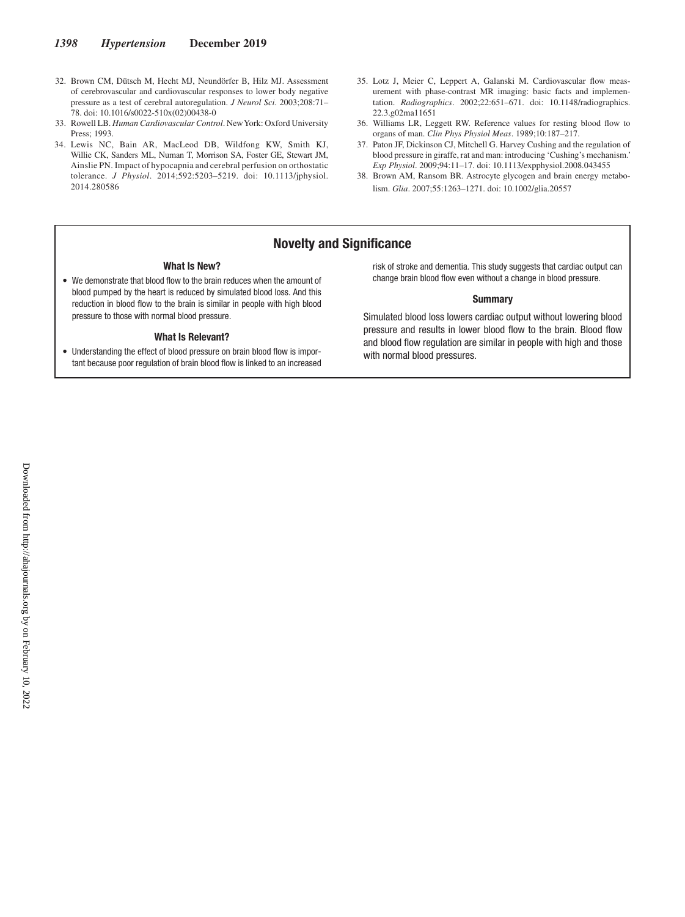32. Brown CM, Dütsch M, Hecht MJ, Neundörfer B, Hilz MJ. Assessment of cerebrovascular and cardiovascular responses to lower body negative pressure as a test of cerebral autoregulation. *J Neurol Sci*. 2003;208:71–78. doi: 10.1016/s0022-510x(02)00438-0
33. Rowell LB. *Human Cardiovascular Control*. New York: Oxford University Press; 1993.
34. Lewis NC, Bain AR, MacLeod DB, Wildfong KW, Smith KJ, Willie CK, Sanders ML, Numan T, Morrison SA, Foster GE, Stewart JM, Ainslie PN. Impact of hypocapnia and cerebral perfusion on orthostatic tolerance. *J Physiol*. 2014;592:5203–5219. doi: 10.1113/jphysiol.2014.280586
35. Lotz J, Meier C, Leppert A, Galanski M. Cardiovascular flow measurement with phase-contrast MR imaging: basic facts and implementation. *Radiographics*. 2002;22:651–671. doi: 10.1148/radiographics.22.3.g02ma11651
36. Williams LR, Leggett RW. Reference values for resting blood flow to organs of man. *Clin Phys Physiol Meas*. 1989;10:187–217.
37. Paton JF, Dickinson CJ, Mitchell G. Harvey Cushing and the regulation of blood pressure in giraffe, rat and man: introducing 'Cushing's mechanism.' *Exp Physiol*. 2009;94:11–17. doi: 10.1113/expphysiol.2008.043455
38. Brown AM, Ransom BR. Astrocyte glycogen and brain energy metabolism. *Glia*. 2007;55:1263–1271. doi: 10.1002/glia.20557

## Novelty and Significance

### What Is New?

- We demonstrate that blood flow to the brain reduces when the amount of blood pumped by the heart is reduced by simulated blood loss. And this reduction in blood flow to the brain is similar in people with high blood pressure to those with normal blood pressure.

### What Is Relevant?

- Understanding the effect of blood pressure on brain blood flow is important because poor regulation of brain blood flow is linked to an increased risk of stroke and dementia. This study suggests that cardiac output can change brain blood flow even without a change in blood pressure.

### Summary

Simulated blood loss lowers cardiac output without lowering blood pressure and results in lower blood flow to the brain. Blood flow and blood flow regulation are similar in people with high and those with normal blood pressures.